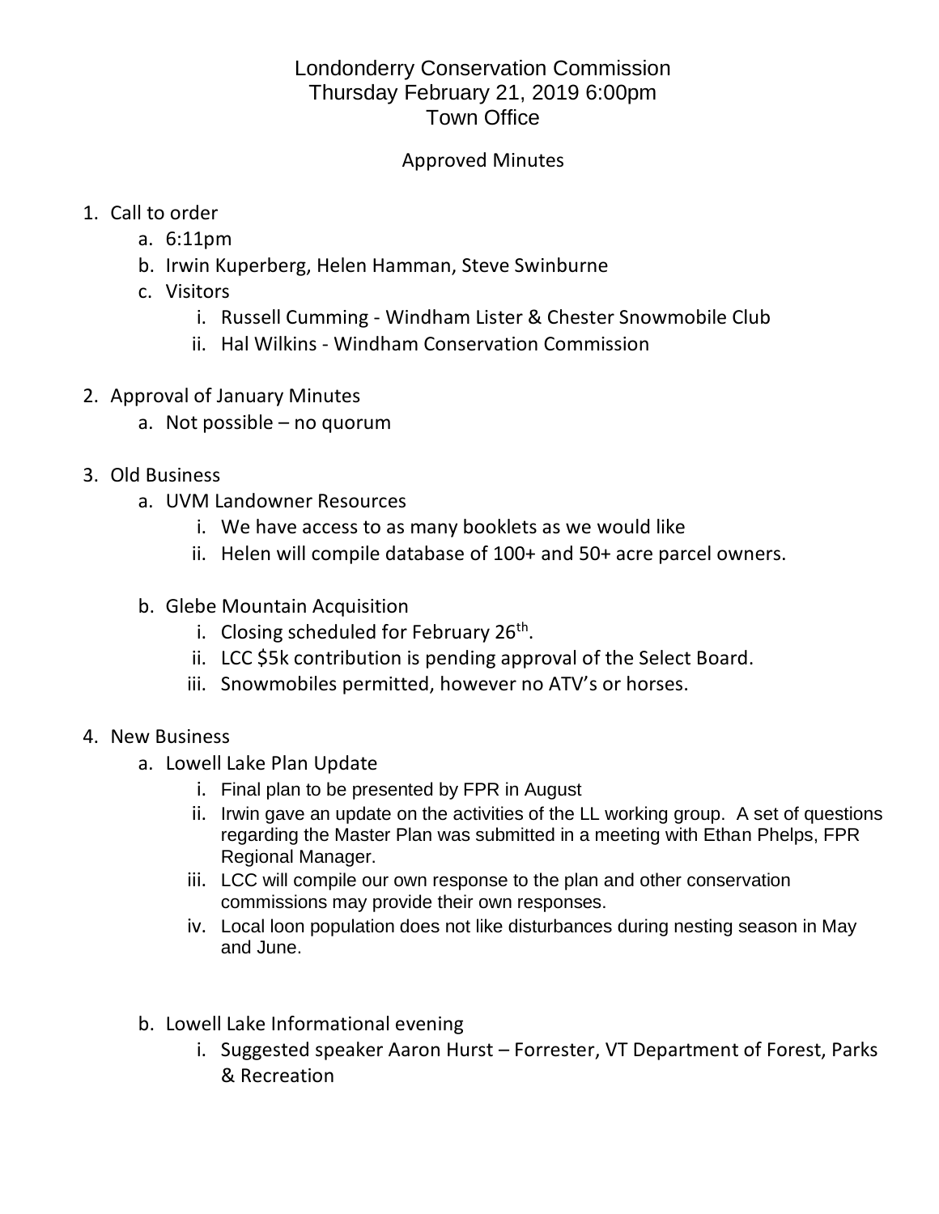# Londonderry Conservation Commission
## Thursday February 21, 2019 6:00pm
## Town Office

Approved Minutes

1. Call to order
    a. 6:11pm
    b. Irwin Kuperberg, Helen Hamman, Steve Swinburne
    c. Visitors
        i. Russell Cumming - Windham Lister & Chester Snowmobile Club
        ii. Hal Wilkins - Windham Conservation Commission

2. Approval of January Minutes
    a. Not possible – no quorum

3. Old Business
    a. UVM Landowner Resources
        i. We have access to as many booklets as we would like
        ii. Helen will compile database of 100+ and 50+ acre parcel owners.

    b. Glebe Mountain Acquisition
        i. Closing scheduled for February 26th.
        ii. LCC $5k contribution is pending approval of the Select Board.
        iii. Snowmobiles permitted, however no ATV's or horses.

4. New Business
    a. Lowell Lake Plan Update
        i. Final plan to be presented by FPR in August
        ii. Irwin gave an update on the activities of the LL working group. A set of questions regarding the Master Plan was submitted in a meeting with Ethan Phelps, FPR Regional Manager.
        iii. LCC will compile our own response to the plan and other conservation commissions may provide their own responses.
        iv. Local loon population does not like disturbances during nesting season in May and June.

    b. Lowell Lake Informational evening
        i. Suggested speaker Aaron Hurst – Forrester, VT Department of Forest, Parks & Recreation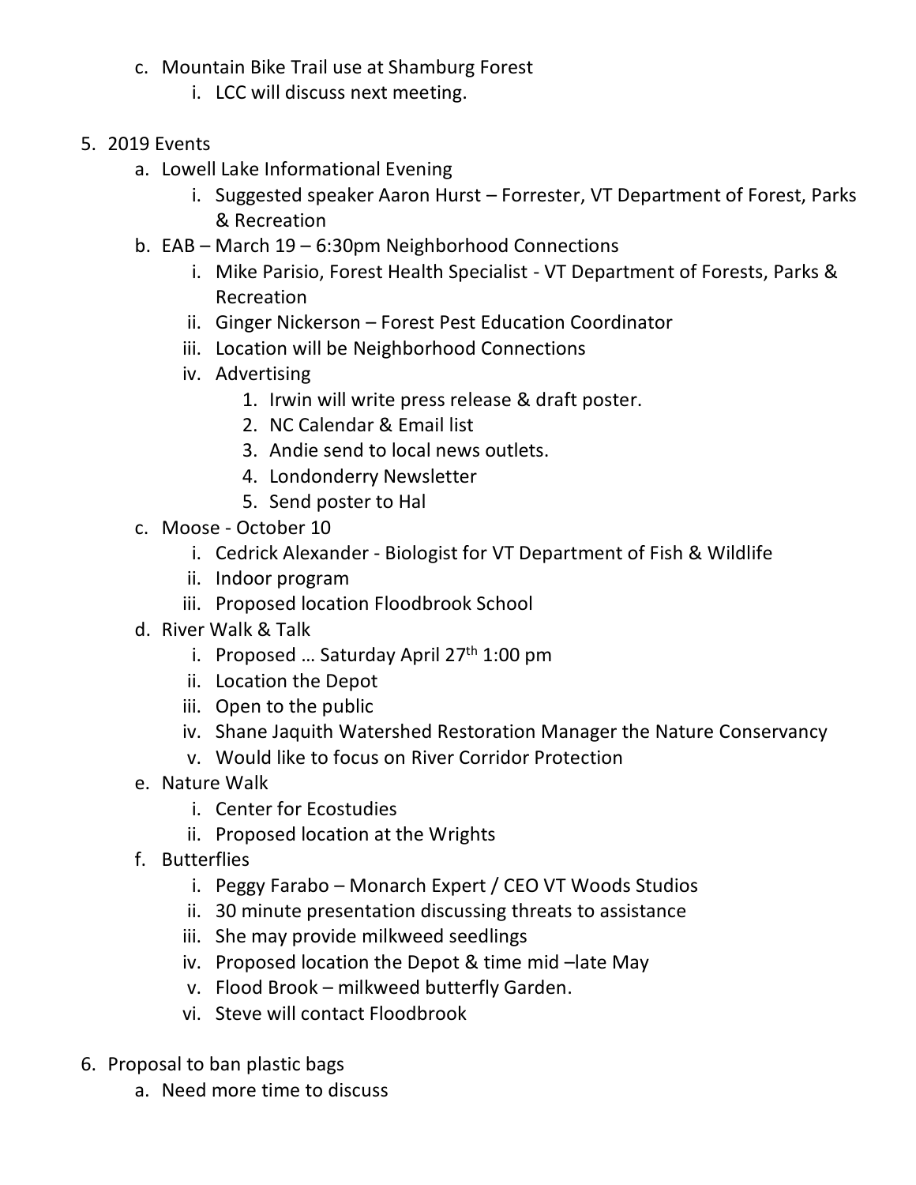c. Mountain Bike Trail use at Shamburg Forest
   i. LCC will discuss next meeting.

5. 2019 Events
   a. Lowell Lake Informational Evening
      i. Suggested speaker Aaron Hurst – Forrester, VT Department of Forest, Parks & Recreation
   b. EAB – March 19 – 6:30pm Neighborhood Connections
      i. Mike Parisio, Forest Health Specialist - VT Department of Forests, Parks & Recreation
      ii. Ginger Nickerson – Forest Pest Education Coordinator
      iii. Location will be Neighborhood Connections
      iv. Advertising
         1. Irwin will write press release & draft poster.
         2. NC Calendar & Email list
         3. Andie send to local news outlets.
         4. Londonderry Newsletter
         5. Send poster to Hal
   c. Moose - October 10
      i. Cedrick Alexander - Biologist for VT Department of Fish & Wildlife
      ii. Indoor program
      iii. Proposed location Floodbrook School
   d. River Walk & Talk
      i. Proposed … Saturday April 27th 1:00 pm
      ii. Location the Depot
      iii. Open to the public
      iv. Shane Jaquith Watershed Restoration Manager the Nature Conservancy
      v. Would like to focus on River Corridor Protection
   e. Nature Walk
      i. Center for Ecostudies
      ii. Proposed location at the Wrights
   f. Butterflies
      i. Peggy Farabo – Monarch Expert / CEO VT Woods Studios
      ii. 30 minute presentation discussing threats to assistance
      iii. She may provide milkweed seedlings
      iv. Proposed location the Depot & time mid –late May
      v. Flood Brook – milkweed butterfly Garden.
      vi. Steve will contact Floodbrook

6. Proposal to ban plastic bags
   a. Need more time to discuss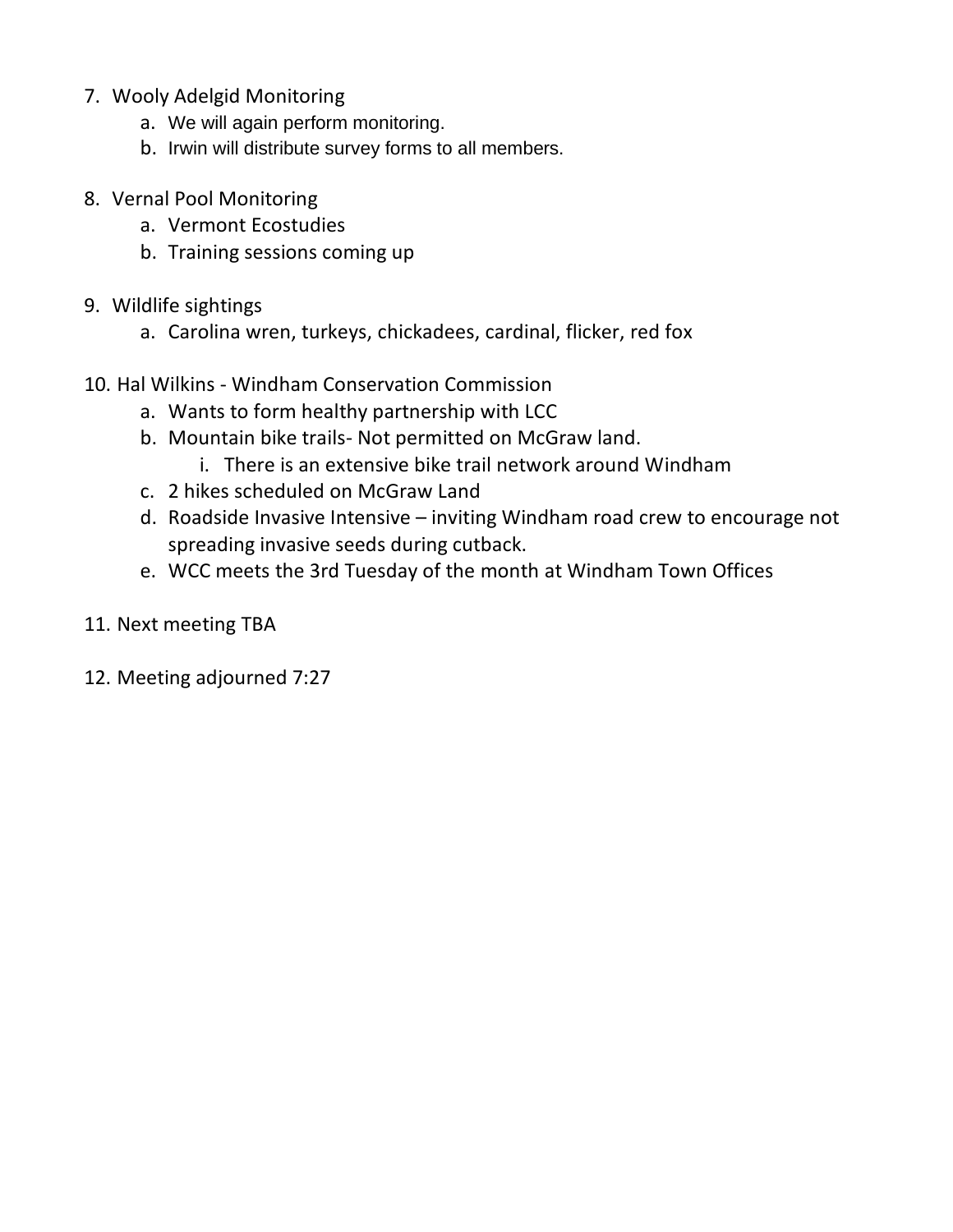7. Wooly Adelgid Monitoring
    a. We will again perform monitoring.
    b. Irwin will distribute survey forms to all members.

8. Vernal Pool Monitoring
    a. Vermont Ecostudies
    b. Training sessions coming up

9. Wildlife sightings
    a. Carolina wren, turkeys, chickadees, cardinal, flicker, red fox

10. Hal Wilkins - Windham Conservation Commission
    a. Wants to form healthy partnership with LCC
    b. Mountain bike trails- Not permitted on McGraw land.
        i. There is an extensive bike trail network around Windham
    c. 2 hikes scheduled on McGraw Land
    d. Roadside Invasive Intensive – inviting Windham road crew to encourage not spreading invasive seeds during cutback.
    e. WCC meets the 3rd Tuesday of the month at Windham Town Offices

11. Next meeting TBA

12. Meeting adjourned 7:27